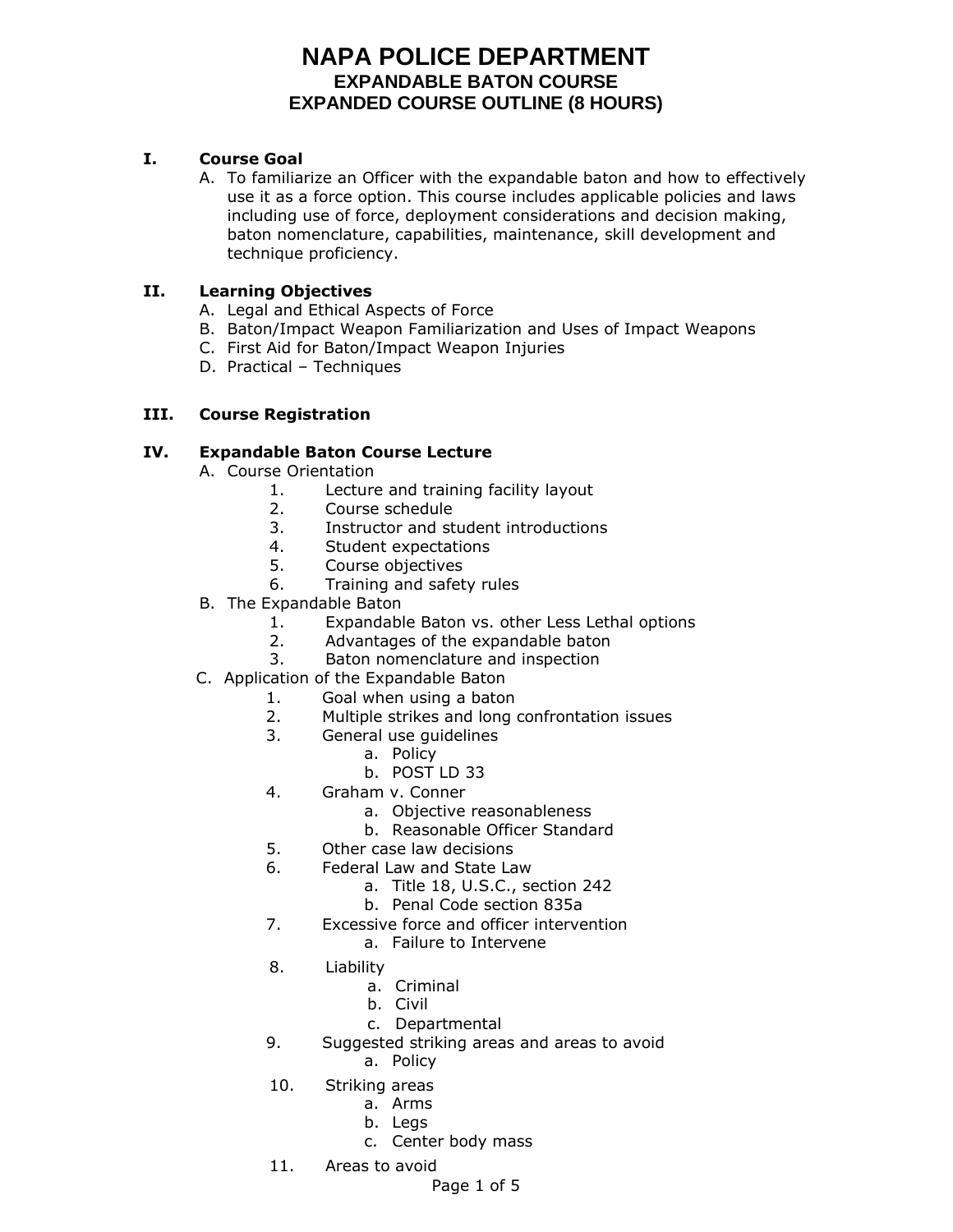# NAPA POLICE DEPARTMENT

## EXPANDABLE BATON COURSE

## EXPANDED COURSE OUTLINE (8 HOURS)

**I. Course Goal**

A. To familiarize an Officer with the expandable baton and how to effectively use it as a force option. This course includes applicable policies and laws including use of force, deployment considerations and decision making, baton nomenclature, capabilities, maintenance, skill development and technique proficiency.

**II. Learning Objectives**

A. Legal and Ethical Aspects of Force
B. Baton/Impact Weapon Familiarization and Uses of Impact Weapons
C. First Aid for Baton/Impact Weapon Injuries
D. Practical – Techniques

**III. Course Registration**

**IV. Expandable Baton Course Lecture**

A. Course Orientation
   1. Lecture and training facility layout
   2. Course schedule
   3. Instructor and student introductions
   4. Student expectations
   5. Course objectives
   6. Training and safety rules

B. The Expandable Baton
   1. Expandable Baton vs. other Less Lethal options
   2. Advantages of the expandable baton
   3. Baton nomenclature and inspection

C. Application of the Expandable Baton
   1. Goal when using a baton
   2. Multiple strikes and long confrontation issues
   3. General use guidelines
      a. Policy
      b. POST LD 33
   4. Graham v. Conner
      a. Objective reasonableness
      b. Reasonable Officer Standard
   5. Other case law decisions
   6. Federal Law and State Law
      a. Title 18, U.S.C., section 242
      b. Penal Code section 835a
   7. Excessive force and officer intervention
      a. Failure to Intervene
   8. Liability
      a. Criminal
      b. Civil
      c. Departmental
   9. Suggested striking areas and areas to avoid
      a. Policy
   10. Striking areas
      a. Arms
      b. Legs
      c. Center body mass
   11. Areas to avoid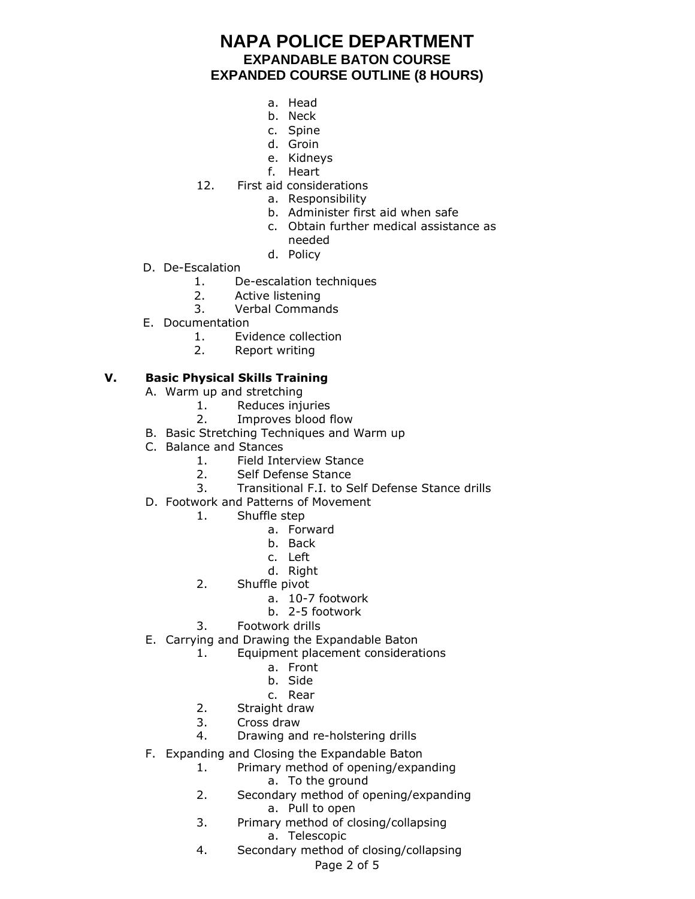a. Head
b. Neck
c. Spine
d. Groin
e. Kidneys
f. Heart

12. First aid considerations
    a. Responsibility
    b. Administer first aid when safe
    c. Obtain further medical assistance as needed
    d. Policy

D. De-Escalation
   1. De-escalation techniques
   2. Active listening
   3. Verbal Commands

E. Documentation
   1. Evidence collection
   2. Report writing

## V. Basic Physical Skills Training

A. Warm up and stretching
   1. Reduces injuries
   2. Improves blood flow

B. Basic Stretching Techniques and Warm up

C. Balance and Stances
   1. Field Interview Stance
   2. Self Defense Stance
   3. Transitional F.I. to Self Defense Stance drills

D. Footwork and Patterns of Movement
   1. Shuffle step
      a. Forward
      b. Back
      c. Left
      d. Right
   2. Shuffle pivot
      a. 10-7 footwork
      b. 2-5 footwork
   3. Footwork drills

E. Carrying and Drawing the Expandable Baton
   1. Equipment placement considerations
      a. Front
      b. Side
      c. Rear
   2. Straight draw
   3. Cross draw
   4. Drawing and re-holstering drills

F. Expanding and Closing the Expandable Baton
   1. Primary method of opening/expanding
      a. To the ground
   2. Secondary method of opening/expanding
      a. Pull to open
   3. Primary method of closing/collapsing
      a. Telescopic
   4. Secondary method of closing/collapsing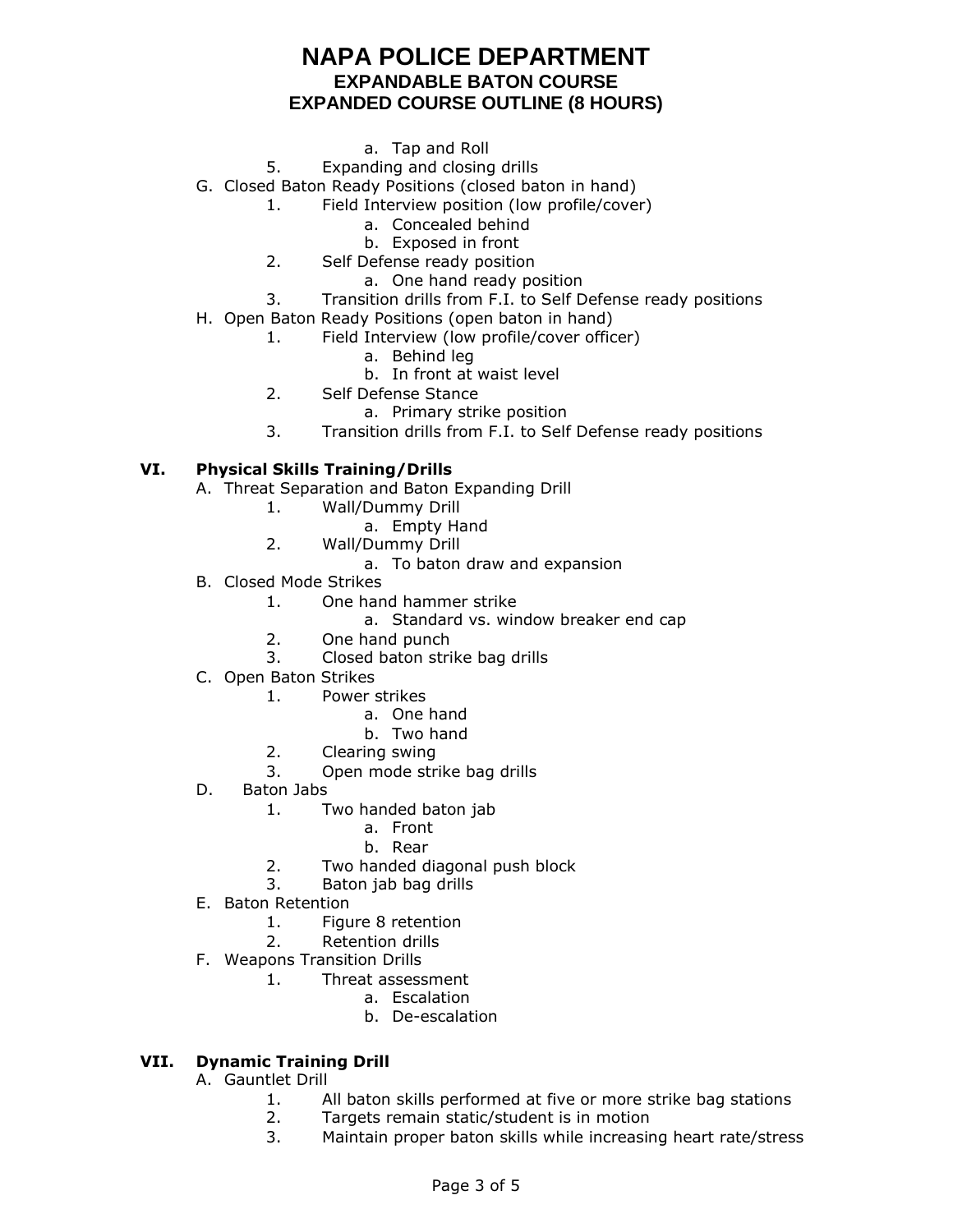a. Tap and Roll

5. Expanding and closing drills

G. Closed Baton Ready Positions (closed baton in hand)
   1. Field Interview position (low profile/cover)
      a. Concealed behind
      b. Exposed in front
   2. Self Defense ready position
      a. One hand ready position
   3. Transition drills from F.I. to Self Defense ready positions

H. Open Baton Ready Positions (open baton in hand)
   1. Field Interview (low profile/cover officer)
      a. Behind leg
      b. In front at waist level
   2. Self Defense Stance
      a. Primary strike position
   3. Transition drills from F.I. to Self Defense ready positions

## VI. Physical Skills Training/Drills

A. Threat Separation and Baton Expanding Drill
   1. Wall/Dummy Drill
      a. Empty Hand
   2. Wall/Dummy Drill
      a. To baton draw and expansion

B. Closed Mode Strikes
   1. One hand hammer strike
      a. Standard vs. window breaker end cap
   2. One hand punch
   3. Closed baton strike bag drills

C. Open Baton Strikes
   1. Power strikes
      a. One hand
      b. Two hand
   2. Clearing swing
   3. Open mode strike bag drills

D. Baton Jabs
   1. Two handed baton jab
      a. Front
      b. Rear
   2. Two handed diagonal push block
   3. Baton jab bag drills

E. Baton Retention
   1. Figure 8 retention
   2. Retention drills

F. Weapons Transition Drills
   1. Threat assessment
      a. Escalation
      b. De-escalation

## VII. Dynamic Training Drill

A. Gauntlet Drill
   1. All baton skills performed at five or more strike bag stations
   2. Targets remain static/student is in motion
   3. Maintain proper baton skills while increasing heart rate/stress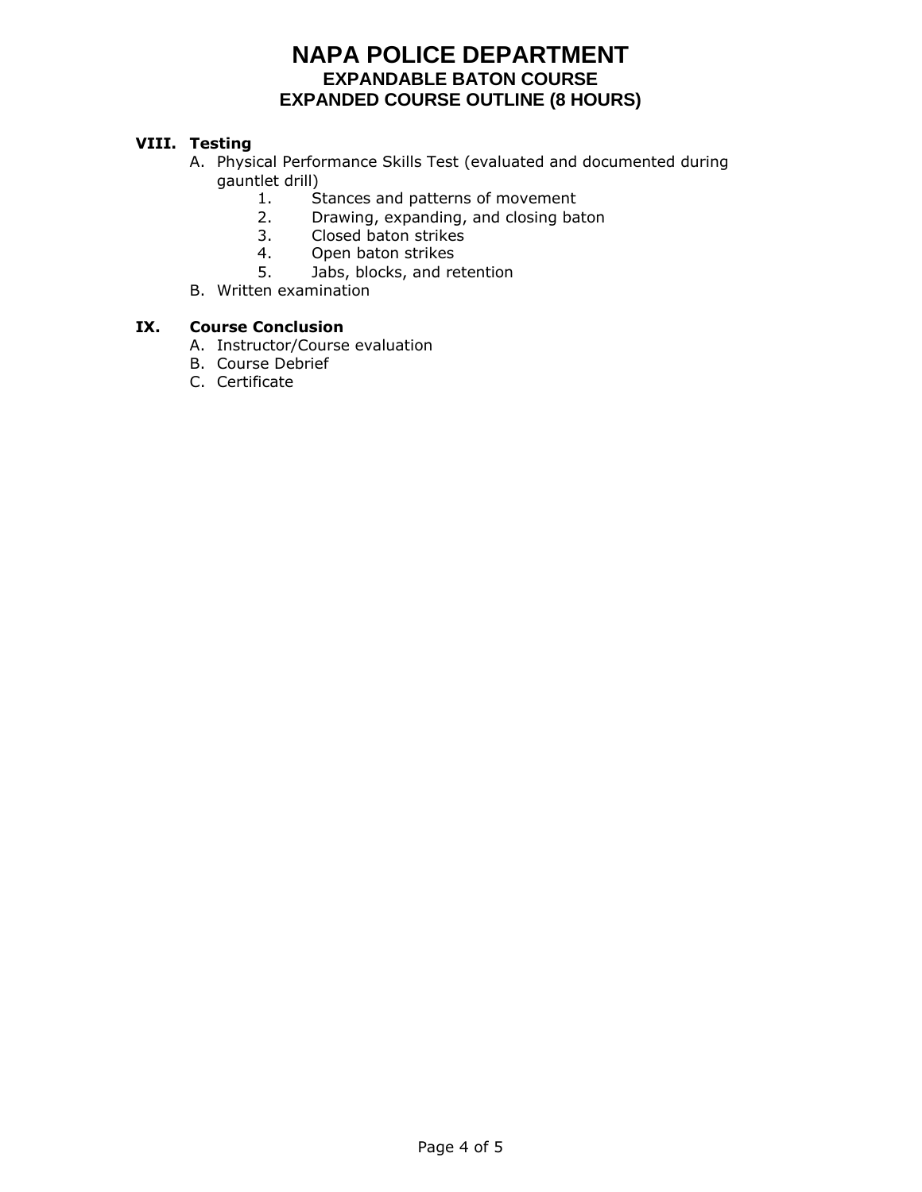# NAPA POLICE DEPARTMENT
## EXPANDABLE BATON COURSE
## EXPANDED COURSE OUTLINE (8 HOURS)

**VIII. Testing**

A. Physical Performance Skills Test (evaluated and documented during gauntlet drill)
   1. Stances and patterns of movement
   2. Drawing, expanding, and closing baton
   3. Closed baton strikes
   4. Open baton strikes
   5. Jabs, blocks, and retention

B. Written examination

**IX. Course Conclusion**

A. Instructor/Course evaluation
B. Course Debrief
C. Certificate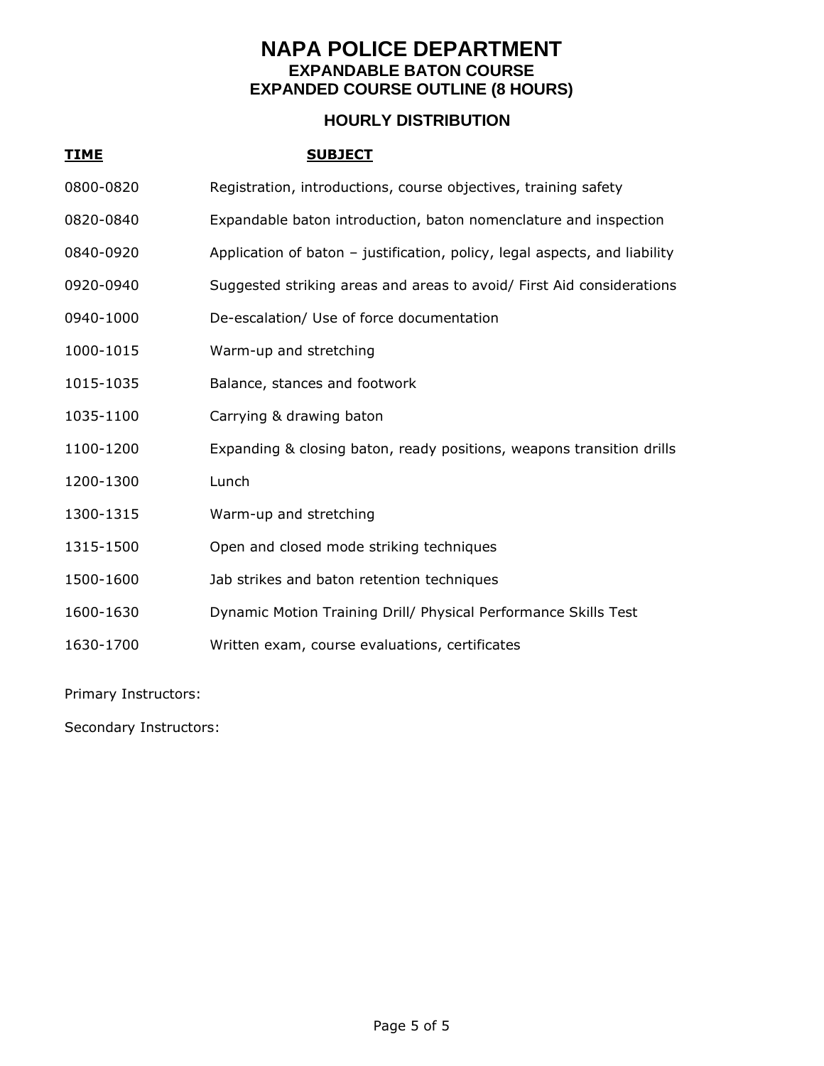# NAPA POLICE DEPARTMENT

## EXPANDABLE BATON COURSE

## EXPANDED COURSE OUTLINE (8 HOURS)

### HOURLY DISTRIBUTION

| **TIME** | **SUBJECT** |
|---|---|
| 0800-0820 | Registration, introductions, course objectives, training safety |
| 0820-0840 | Expandable baton introduction, baton nomenclature and inspection |
| 0840-0920 | Application of baton – justification, policy, legal aspects, and liability |
| 0920-0940 | Suggested striking areas and areas to avoid/ First Aid considerations |
| 0940-1000 | De-escalation/ Use of force documentation |
| 1000-1015 | Warm-up and stretching |
| 1015-1035 | Balance, stances and footwork |
| 1035-1100 | Carrying & drawing baton |
| 1100-1200 | Expanding & closing baton, ready positions, weapons transition drills |
| 1200-1300 | Lunch |
| 1300-1315 | Warm-up and stretching |
| 1315-1500 | Open and closed mode striking techniques |
| 1500-1600 | Jab strikes and baton retention techniques |
| 1600-1630 | Dynamic Motion Training Drill/ Physical Performance Skills Test |
| 1630-1700 | Written exam, course evaluations, certificates |

Primary Instructors:

Secondary Instructors: